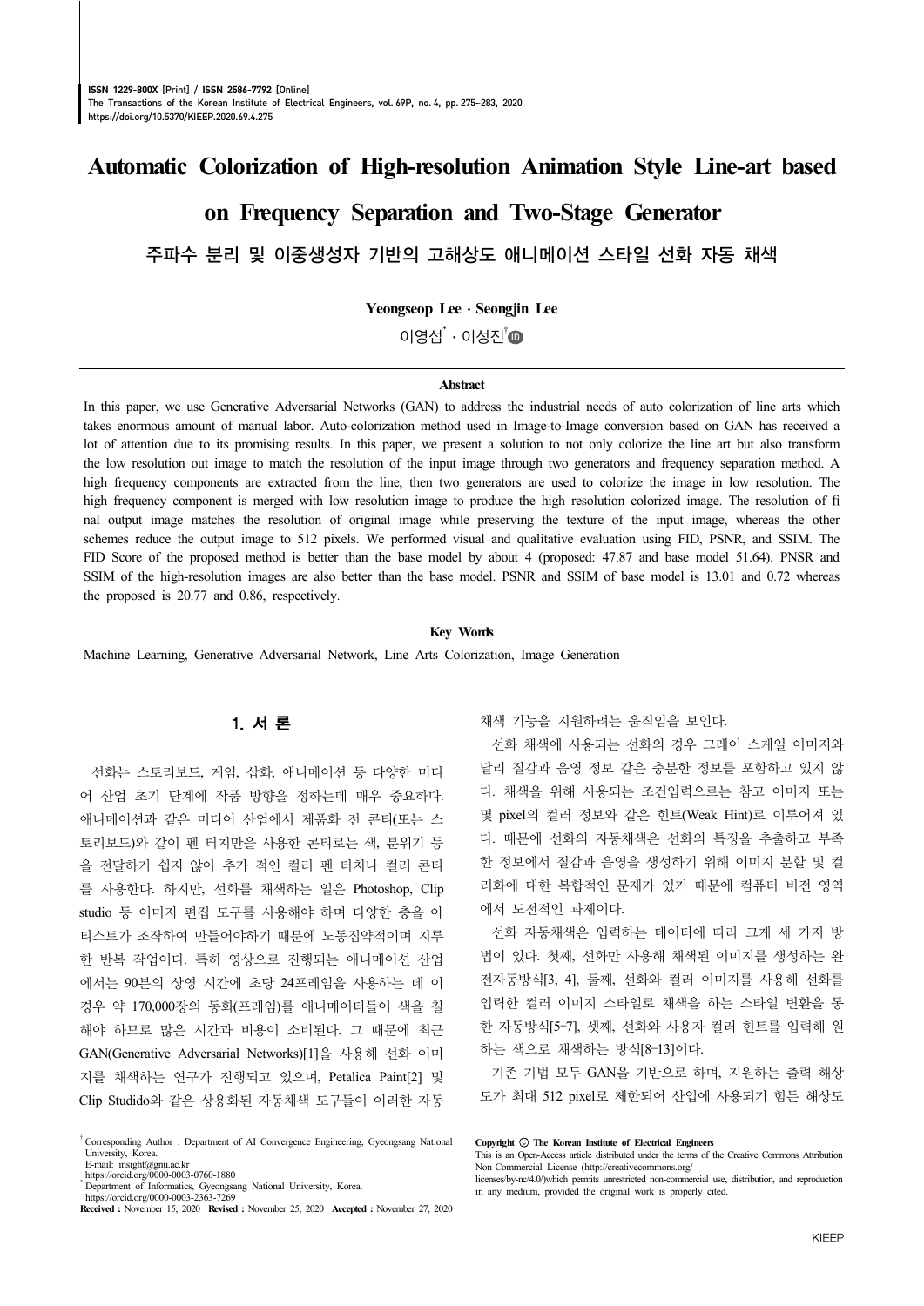# Automatic Colorization of High-resolution Animation Style Line-art based on Frequency Separation and Two-Stage Generator

## 주파수 분리 및 이중생성자 기반의 고해상도 애니메이션 스타일 선화 자동 채색

**Yeongseop Lee · Seongjin Lee**

이영섭* · 이성진†

### Abstract

In this paper, we use Generative Adversarial Networks (GAN) to address the industrial needs of auto colorization of line arts which takes enormous amount of manual labor. Auto-colorization method used in Image-to-Image conversion based on GAN has received a lot of attention due to its promising results. In this paper, we present a solution to not only colorize the line art but also transform the low resolution out image to match the resolution of the input image through two generators and frequency separation method. A high frequency components are extracted from the line, then two generators are used to colorize the image in low resolution. The high frequency component is merged with low resolution image to produce the high resolution colorized image. The resolution of final output image matches the resolution of original image while preserving the texture of the input image, whereas the other schemes reduce the output image to 512 pixels. We performed visual and qualitative evaluation using FID, PSNR, and SSIM. The FID Score of the proposed method is better than the base model by about 4 (proposed: 47.87 and base model 51.64). PNSR and SSIM of the high-resolution images are also better than the base model. PSNR and SSIM of base model is 13.01 and 0.72 whereas the proposed is 20.77 and 0.86, respectively.

### Key Words

Machine Learning, Generative Adversarial Network, Line Arts Colorization, Image Generation

## 1. 서 론

선화는 스토리보드, 게임, 삽화, 애니메이션 등 다양한 미디어 산업 초기 단계에 작품 방향을 정하는데 매우 중요하다. 애니메이션과 같은 미디어 산업에서 제품화 전 콘티(또는 스토리보드)와 같이 펜 터치만을 사용한 콘티로는 색, 분위기 등을 전달하기 쉽지 않아 추가 적인 컬러 펜 터치나 컬러 콘티를 사용한다. 하지만, 선화를 채색하는 일은 Photoshop, Clip studio 등 이미지 편집 도구를 사용해야 하며 다양한 층을 아티스트가 조작하여 만들어야하기 때문에 노동집약적이며 지루한 반복 작업이다. 특히 영상으로 진행되는 애니메이션 산업에서는 90분의 상영 시간에 초당 24프레임을 사용하는 데 이 경우 약 170,000장의 동화(프레임)를 애니메이터들이 색을 칠해야 하므로 많은 시간과 비용이 소비된다. 그 때문에 최근 GAN(Generative Adversarial Networks)[1]을 사용해 선화 이미지를 채색하는 연구가 진행되고 있으며, Petalica Paint[2] 및 Clip Studido와 같은 상용화된 자동채색 도구들이 이러한 자동 채색 기능을 지원하려는 움직임을 보인다.

선화 채색에 사용되는 선화의 경우 그레이 스케일 이미지와 달리 질감과 음영 정보 같은 충분한 정보를 포함하고 있지 않다. 채색을 위해 사용되는 조건입력으로는 참고 이미지 또는 몇 pixel의 컬러 정보와 같은 힌트(Weak Hint)로 이루어져 있다. 때문에 선화의 자동채색은 선화의 특징을 추출하고 부족한 정보에서 질감과 음영을 생성하기 위해 이미지 분할 및 컬러화에 대한 복합적인 문제가 있기 때문에 컴퓨터 비전 영역에서 도전적인 과제이다.

선화 자동채색은 입력하는 데이터에 따라 크게 세 가지 방법이 있다. 첫째, 선화만 사용해 채색된 이미지를 생성하는 완전자동방식[3, 4], 둘째, 선화와 컬러 이미지를 사용해 선화를 입력한 컬러 이미지 스타일로 채색을 하는 스타일 변환을 통한 자동방식[5-7], 셋째, 선화와 사용자 컬러 힌트를 입력해 원하는 색으로 채색하는 방식[8-13]이다.

기존 기법 모두 GAN을 기반으로 하며, 지원하는 출력 해상도가 최대 512 pixel로 제한되어 산업에 사용되기 힘든 해상도

---

† Corresponding Author : Department of AI Convergence Engineering, Gyeongsang National University, Korea.
E-mail: insight@gnu.ac.kr
https://orcid.org/0000-0003-0760-1880

\* Department of Informatics, Gyeongsang National University, Korea.
https://orcid.org/0000-0003-2363-7269

**Received :** November 15, 2020 **Revised :** November 25, 2020 **Accepted :** November 27, 2020

**Copyright ⓒ The Korean Institute of Electrical Engineers**
This is an Open-Access article distributed under the terms of the Creative Commons Attribution Non-Commercial License (http://creativecommons.org/licenses/by-nc/4.0/)which permits unrestricted non-commercial use, distribution, and reproduction in any medium, provided the original work is properly cited.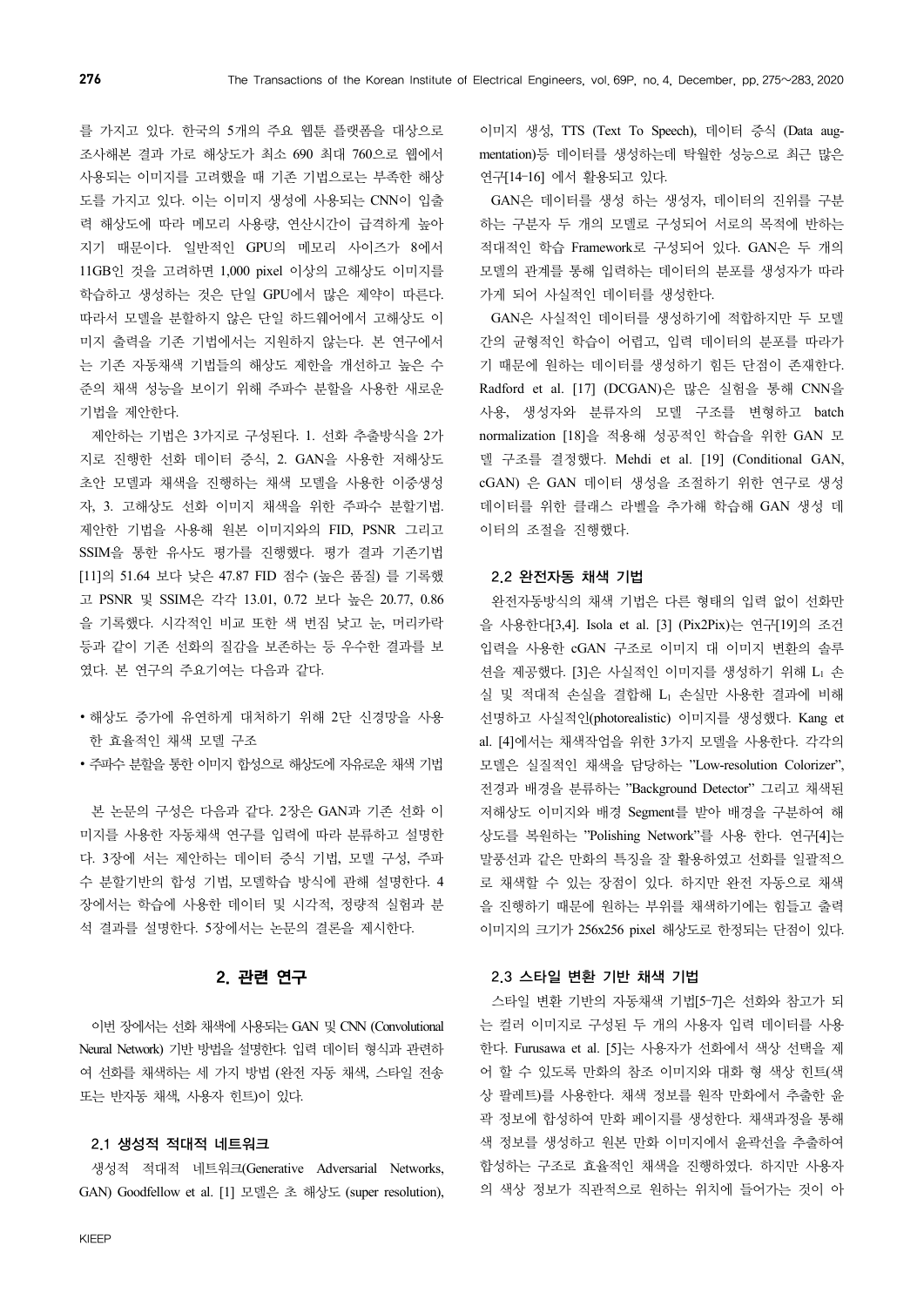를 가지고 있다. 한국의 5개의 주요 웹툰 플랫폼을 대상으로 조사해본 결과 가로 해상도가 최소 690 최대 760으로 웹에서 사용되는 이미지를 고려했을 때 기존 기법으로는 부족한 해상도를 가지고 있다. 이는 이미지 생성에 사용되는 CNN이 입출력 해상도에 따라 메모리 사용량, 연산시간이 급격하게 높아지기 때문이다. 일반적인 GPU의 메모리 사이즈가 8에서 11GB인 것을 고려하면 1,000 pixel 이상의 고해상도 이미지를 학습하고 생성하는 것은 단일 GPU에서 많은 제약이 따른다. 따라서 모델을 분할하지 않은 단일 하드웨어에서 고해상도 이미지 출력을 기존 기법에서는 지원하지 않는다. 본 연구에서는 기존 자동채색 기법들의 해상도 제한을 개선하고 높은 수준의 채색 성능을 보이기 위해 주파수 분할을 사용한 새로운 기법을 제안한다.

제안하는 기법은 3가지로 구성된다. 1. 선화 추출방식을 2가지로 진행한 선화 데이터 증식, 2. GAN을 사용한 저해상도 초안 모델과 채색을 진행하는 채색 모델을 사용한 이중생성자, 3. 고해상도 선화 이미지 채색을 위한 주파수 분할기법. 제안한 기법을 사용해 원본 이미지와의 FID, PSNR 그리고 SSIM을 통한 유사도 평가를 진행했다. 평가 결과 기존기법[11]의 51.64 보다 낮은 47.87 FID 점수 (높은 품질) 를 기록했고 PSNR 및 SSIM은 각각 13.01, 0.72 보다 높은 20.77, 0.86을 기록했다. 시각적인 비교 또한 색 번짐 낮고 눈, 머리카락 등과 같이 기존 선화의 질감을 보존하는 등 우수한 결과를 보였다. 본 연구의 주요기여는 다음과 같다.

- 해상도 증가에 유연하게 대처하기 위해 2단 신경망을 사용한 효율적인 채색 모델 구조
- 주파수 분할을 통한 이미지 합성으로 해상도에 자유로운 채색 기법

본 논문의 구성은 다음과 같다. 2장은 GAN과 기존 선화 이미지를 사용한 자동채색 연구를 입력에 따라 분류하고 설명한다. 3장에 서는 제안하는 데이터 증식 기법, 모델 구성, 주파수 분할기반의 합성 기법, 모델학습 방식에 관해 설명한다. 4장에서는 학습에 사용한 데이터 및 시각적, 정량적 실험과 분석 결과를 설명한다. 5장에서는 논문의 결론을 제시한다.

## 2. 관련 연구

이번 장에서는 선화 채색에 사용되는 GAN 및 CNN (Convolutional Neural Network) 기반 방법을 설명한다. 입력 데이터 형식과 관련하여 선화를 채색하는 세 가지 방법 (완전 자동 채색, 스타일 전송 또는 반자동 채색, 사용자 힌트)이 있다.

### 2.1 생성적 적대적 네트워크

생성적 적대적 네트워크(Generative Adversarial Networks, GAN) Goodfellow et al. [1] 모델은 초 해상도 (super resolution), 이미지 생성, TTS (Text To Speech), 데이터 증식 (Data augmentation)등 데이터를 생성하는데 탁월한 성능으로 최근 많은 연구[14-16] 에서 활용되고 있다.

GAN은 데이터를 생성 하는 생성자, 데이터의 진위를 구분하는 구분자 두 개의 모델로 구성되어 서로의 목적에 반하는 적대적인 학습 Framework로 구성되어 있다. GAN은 두 개의 모델의 관계를 통해 입력하는 데이터의 분포를 생성자가 따라가게 되어 사실적인 데이터를 생성한다.

GAN은 사실적인 데이터를 생성하기에 적합하지만 두 모델 간의 균형적인 학습이 어렵고, 입력 데이터의 분포를 따라가기 때문에 원하는 데이터를 생성하기 힘든 단점이 존재한다. Radford et al. [17] (DCGAN)은 많은 실험을 통해 CNN을 사용, 생성자와 분류자의 모델 구조를 변형하고 batch normalization [18]을 적용해 성공적인 학습을 위한 GAN 모델 구조를 결정했다. Mehdi et al. [19] (Conditional GAN, cGAN) 은 GAN 데이터 생성을 조절하기 위한 연구로 생성 데이터를 위한 클래스 라벨을 추가해 학습해 GAN 생성 데이터의 조절을 진행했다.

### 2.2 완전자동 채색 기법

완전자동방식의 채색 기법은 다른 형태의 입력 없이 선화만을 사용한다[3,4]. Isola et al. [3] (Pix2Pix)는 연구[19]의 조건 입력을 사용한 cGAN 구조로 이미지 대 이미지 변환의 솔루션을 제공했다. [3]은 사실적인 이미지를 생성하기 위해 $L_1$ 손실 및 적대적 손실을 결합해 $L_1$ 손실만 사용한 결과에 비해 선명하고 사실적인(photorealistic) 이미지를 생성했다. Kang et al. [4]에서는 채색작업을 위한 3가지 모델을 사용한다. 각각의 모델은 실질적인 채색을 담당하는 "Low-resolution Colorizer", 전경과 배경을 분류하는 "Background Detector" 그리고 채색된 저해상도 이미지와 배경 Segment를 받아 배경을 구분하여 해상도를 복원하는 "Polishing Network"를 사용 한다. 연구[4]는 말풍선과 같은 만화의 특징을 잘 활용하였고 선화를 일괄적으로 채색할 수 있는 장점이 있다. 하지만 완전 자동으로 채색을 진행하기 때문에 원하는 부위를 채색하기에는 힘들고 출력 이미지의 크기가 256x256 pixel 해상도로 한정되는 단점이 있다.

### 2.3 스타일 변환 기반 채색 기법

스타일 변환 기반의 자동채색 기법[5-7]은 선화와 참고가 되는 컬러 이미지로 구성된 두 개의 사용자 입력 데이터를 사용한다. Furusawa et al. [5]는 사용자가 선화에서 색상 선택을 제어 할 수 있도록 만화의 참조 이미지와 대화 형 색상 힌트(색상 팔레트)를 사용한다. 채색 정보를 원작 만화에서 추출한 윤곽 정보에 합성하여 만화 페이지를 생성한다. 채색과정을 통해 색 정보를 생성하고 원본 만화 이미지에서 윤곽선을 추출하여 합성하는 구조로 효율적인 채색을 진행하였다. 하지만 사용자의 색상 정보가 직관적으로 원하는 위치에 들어가는 것이 아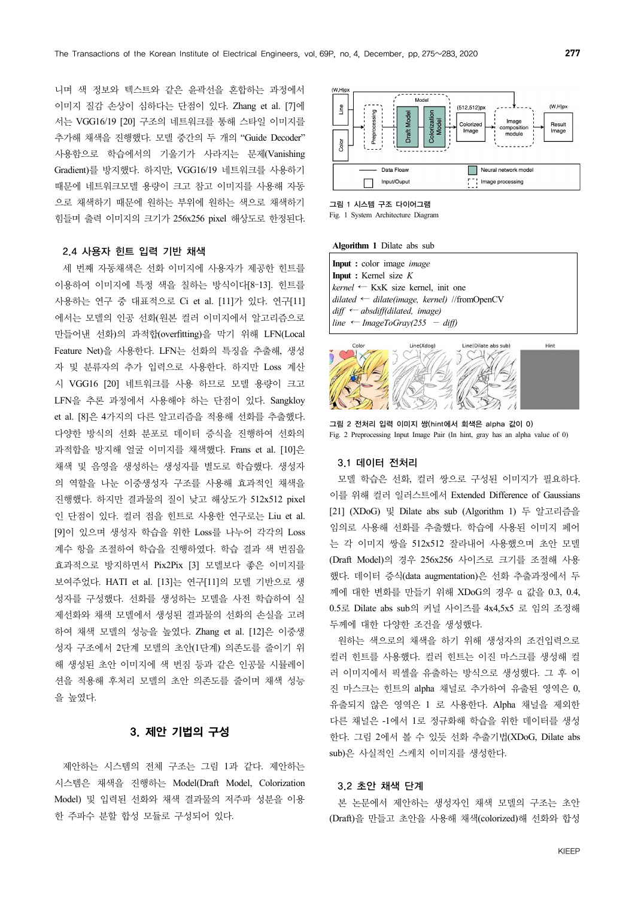니며 색 정보와 텍스트와 같은 윤곽선을 혼합하는 과정에서 이미지 질감 손상이 심하다는 단점이 있다. Zhang et al. [7]에서는 VGG16/19 [20] 구조의 네트워크를 통해 스타일 이미지를 추가해 채색을 진행했다. 모델 중간의 두 개의 “Guide Decoder” 사용함으로 학습에서의 기울기가 사라지는 문제(Vanishing Gradient)를 방지했다. 하지만, VGG16/19 네트워크를 사용하기 때문에 네트워크모델 용량이 크고 참고 이미지를 사용해 자동으로 채색하기 때문에 원하는 부위에 원하는 색으로 채색하기 힘들며 출력 이미지의 크기가 256x256 pixel 해상도로 한정된다.

### 2.4 사용자 힌트 입력 기반 채색

세 번째 자동채색은 선화 이미지에 사용자가 제공한 힌트를 이용하여 이미지에 특정 색을 칠하는 방식이다[8-13]. 힌트를 사용하는 연구 중 대표적으로 Ci et al. [11]가 있다. 연구[11]에서는 모델의 인공 선화(원본 컬러 이미지에서 알고리즘으로 만들어낸 선화)의 과적합(overfitting)을 막기 위해 LFN(Local Feature Net)을 사용한다. LFN는 선화의 특징을 추출해, 생성자 및 분류자의 추가 입력으로 사용한다. 하지만 Loss 계산 시 VGG16 [20] 네트워크를 사용 하므로 모델 용량이 크고 LFN을 추론 과정에서 사용해야 하는 단점이 있다. Sangkloy et al. [8]은 4가지의 다른 알고리즘을 적용해 선화를 추출했다. 다양한 방식의 선화 분포로 데이터 증식을 진행하여 선화의 과적합을 방지해 얼굴 이미지를 채색했다. Frans et al. [10]은 채색 및 음영을 생성하는 생성자를 별도로 학습했다. 생성자의 역할을 나눈 이중생성자 구조를 사용해 효과적인 채색을 진행했다. 하지만 결과물의 질이 낮고 해상도가 512x512 pixel인 단점이 있다. 컬러 점을 힌트로 사용한 연구로는 Liu et al. [9]이 있으며 생성자 학습을 위한 Loss를 나누어 각각의 Loss 계수 항을 조절하여 학습을 진행하였다. 학습 결과 색 번짐을 효과적으로 방지하면서 Pix2Pix [3] 모델보다 좋은 이미지를 보여주었다. HATI et al. [13]는 연구[11]의 모델 기반으로 생성자를 구성했다. 선화를 생성하는 모델을 사전 학습하여 실제선화와 채색 모델에서 생성된 결과물의 선화의 손실을 고려하여 채색 모델의 성능을 높였다. Zhang et al. [12]은 이중생성자 구조에서 2단계 모델의 초안(1단계) 의존도를 줄이기 위해 생성된 초안 이미지에 색 번짐 등과 같은 인공물 시뮬레이션을 적용해 후처리 모델의 초안 의존도를 줄이며 채색 성능을 높였다.

## 3. 제안 기법의 구성

제안하는 시스템의 전체 구조는 그림 1과 같다. 제안하는 시스템은 채색을 진행하는 Model(Draft Model, Colorization Model) 및 입력된 선화와 채색 결과물의 저주파 성분을 이용한 주파수 분할 합성 모듈로 구성되어 있다.

그림 1 시스템 구조 다이어그램
Fig. 1 System Architecture Diagram

**Algorithm 1** Dilate abs sub

```
Input : color image image
Input : Kernel size K
kernel ← KxK size kernel, init one
dilated ← dilate(image, kernel) //fromOpenCV
diff ← absdiff(dilated, image)
line ← ImageToGray(255 − diff)
```

그림 2 전처리 입력 이미지 쌍(hint에서 회색은 alpha 값이 0)
Fig. 2 Preprocessing Input Image Pair (In hint, gray has an alpha value of 0)

### 3.1 데이터 전처리

모델 학습은 선화, 컬러 쌍으로 구성된 이미지가 필요하다. 이를 위해 컬러 일러스트에서 Extended Difference of Gaussians [21] (XDoG) 및 Dilate abs sub (Algorithm 1) 두 알고리즘을 임의로 사용해 선화를 추출했다. 학습에 사용된 이미지 페어는 각 이미지 쌍을 512x512 잘라내어 사용했으며 초안 모델(Draft Model)의 경우 256x256 사이즈로 크기를 조절해 사용했다. 데이터 증식(data augmentation)은 선화 추출과정에서 두께에 대한 변화를 만들기 위해 XDoG의 경우 α 값을 0.3, 0.4, 0.5로 Dilate abs sub의 커널 사이즈를 4x4,5x5 로 임의 조정해 두께에 대한 다양한 조건을 생성했다.

원하는 색으로의 채색을 하기 위해 생성자의 조건입력으로 컬러 힌트를 사용했다. 컬러 힌트는 이진 마스크를 생성해 컬러 이미지에서 픽셀을 유출하는 방식으로 생성했다. 그 후 이진 마스크는 힌트의 alpha 채널로 추가하여 유출된 영역은 0, 유출되지 않은 영역은 1 로 사용한다. Alpha 채널을 제외한 다른 채널은 -1에서 1로 정규화해 학습을 위한 데이터를 생성한다. 그림 2에서 볼 수 있듯 선화 추출기법(XDoG, Dilate abs sub)은 사실적인 스케치 이미지를 생성한다.

### 3.2 초안 채색 단계

본 논문에서 제안하는 생성자인 채색 모델의 구조는 초안(Draft)을 만들고 초안을 사용해 채색(colorized)해 선화와 합성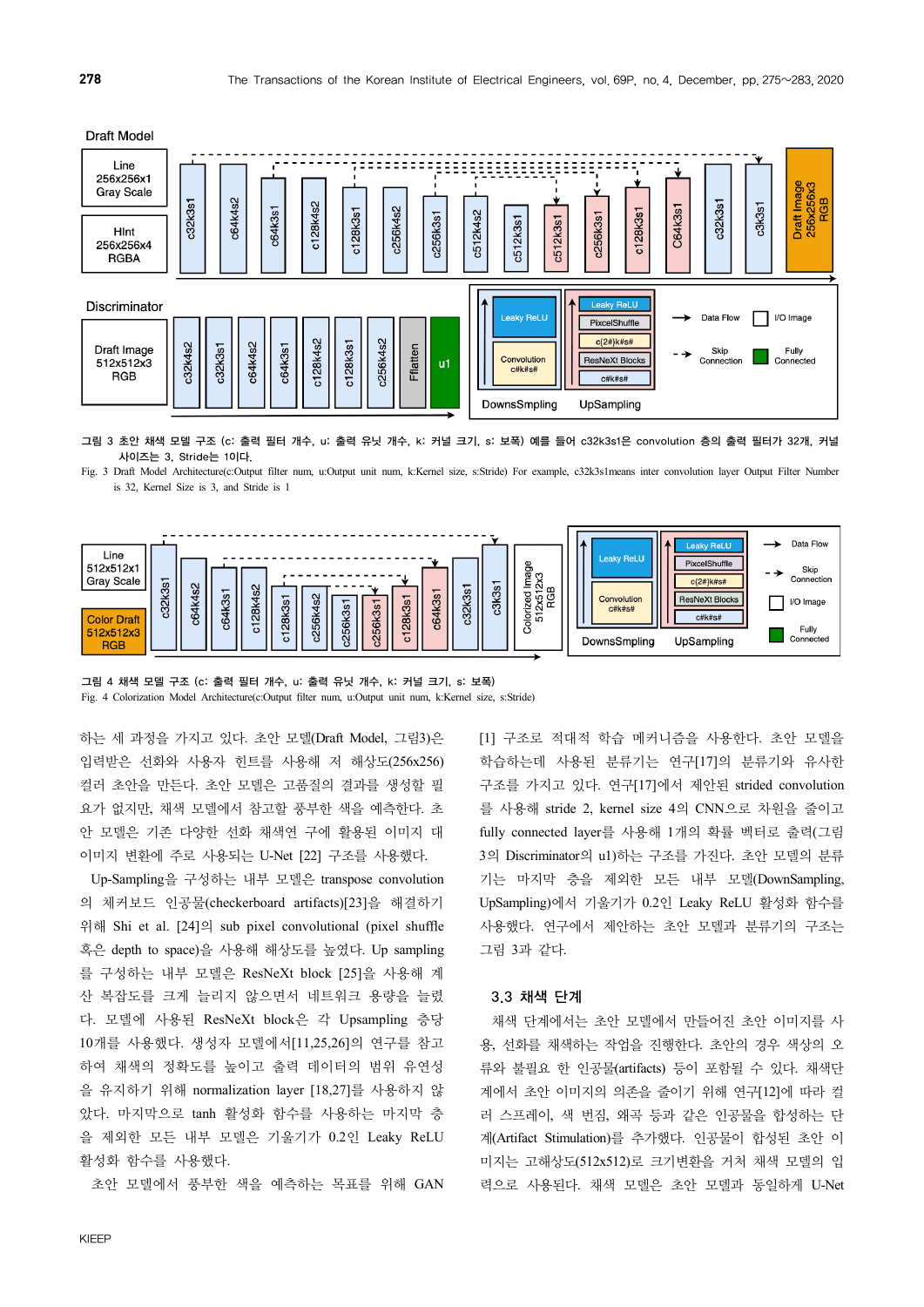그림 3 초안 채색 모델 구조 (c: 출력 필터 개수, u: 출력 유닛 개수, k: 커널 크기, s: 보폭) 예를 들어 c32k3s1은 convolution 층의 출력 필터가 32개, 커널 사이즈는 3, Stride는 1이다.

Fig. 3 Draft Model Architecture(c:Output filter num, u:Output unit num, k:Kernel size, s:Stride) For example, c32k3s1means inter convolution layer Output Filter Number is 32, Kernel Size is 3, and Stride is 1

그림 4 채색 모델 구조 (c: 출력 필터 개수, u: 출력 유닛 개수, k: 커널 크기, s: 보폭)

Fig. 4 Colorization Model Architecture(c:Output filter num, u:Output unit num, k:Kernel size, s:Stride)

하는 세 과정을 가지고 있다. 초안 모델(Draft Model, 그림3)은 입력받은 선화와 사용자 힌트를 사용해 저 해상도(256x256) 컬러 초안을 만든다. 초안 모델은 고품질의 결과를 생성할 필요가 없지만, 채색 모델에서 참고할 풍부한 색을 예측한다. 초안 모델은 기존 다양한 선화 채색연 구에 활용된 이미지 대 이미지 변환에 주로 사용되는 U-Net [22] 구조를 사용했다.

Up-Sampling을 구성하는 내부 모델은 transpose convolution의 체커보드 인공물(checkerboard artifacts)[23]을 해결하기 위해 Shi et al. [24]의 sub pixel convolutional (pixel shuffle 혹은 depth to space)을 사용해 해상도를 높였다. Up sampling를 구성하는 내부 모델은 ResNeXt block [25]을 사용해 계산 복잡도를 크게 늘리지 않으면서 네트워크 용량을 늘렸다. 모델에 사용된 ResNeXt block은 각 Upsampling 층당 10개를 사용했다. 생성자 모델에서[11,25,26]의 연구를 참고하여 채색의 정확도를 높이고 출력 데이터의 범위 유연성을 유지하기 위해 normalization layer [18,27]를 사용하지 않았다. 마지막으로 tanh 활성화 함수를 사용하는 마지막 층을 제외한 모든 내부 모델은 기울기가 0.2인 Leaky ReLU 활성화 함수를 사용했다.

초안 모델에서 풍부한 색을 예측하는 목표를 위해 GAN [1] 구조로 적대적 학습 메커니즘을 사용한다. 초안 모델을 학습하는데 사용된 분류기는 연구[17]의 분류기와 유사한 구조를 가지고 있다. 연구[17]에서 제안된 strided convolution를 사용해 stride 2, kernel size 4의 CNN으로 차원을 줄이고 fully connected layer를 사용해 1개의 확률 벡터로 출력(그림 3의 Discriminator의 u1)하는 구조를 가진다. 초안 모델의 분류기는 마지막 층을 제외한 모든 내부 모델(DownSampling, UpSampling)에서 기울기가 0.2인 Leaky ReLU 활성화 함수를 사용했다. 연구에서 제안하는 초안 모델과 분류기의 구조는 그림 3과 같다.

### 3.3 채색 단계

채색 단계에서는 초안 모델에서 만들어진 초안 이미지를 사용, 선화를 채색하는 작업을 진행한다. 초안의 경우 색상의 오류와 불필요 한 인공물(artifacts) 등이 포함될 수 있다. 채색단계에서 초안 이미지의 의존을 줄이기 위해 연구[12]에 따라 컬러 스프레이, 색 번짐, 왜곡 등과 같은 인공물을 합성하는 단계(Artifact Stimulation)를 추가했다. 인공물이 합성된 초안 이미지는 고해상도(512x512)로 크기변환을 거처 채색 모델의 입력으로 사용된다. 채색 모델은 초안 모델과 동일하게 U-Net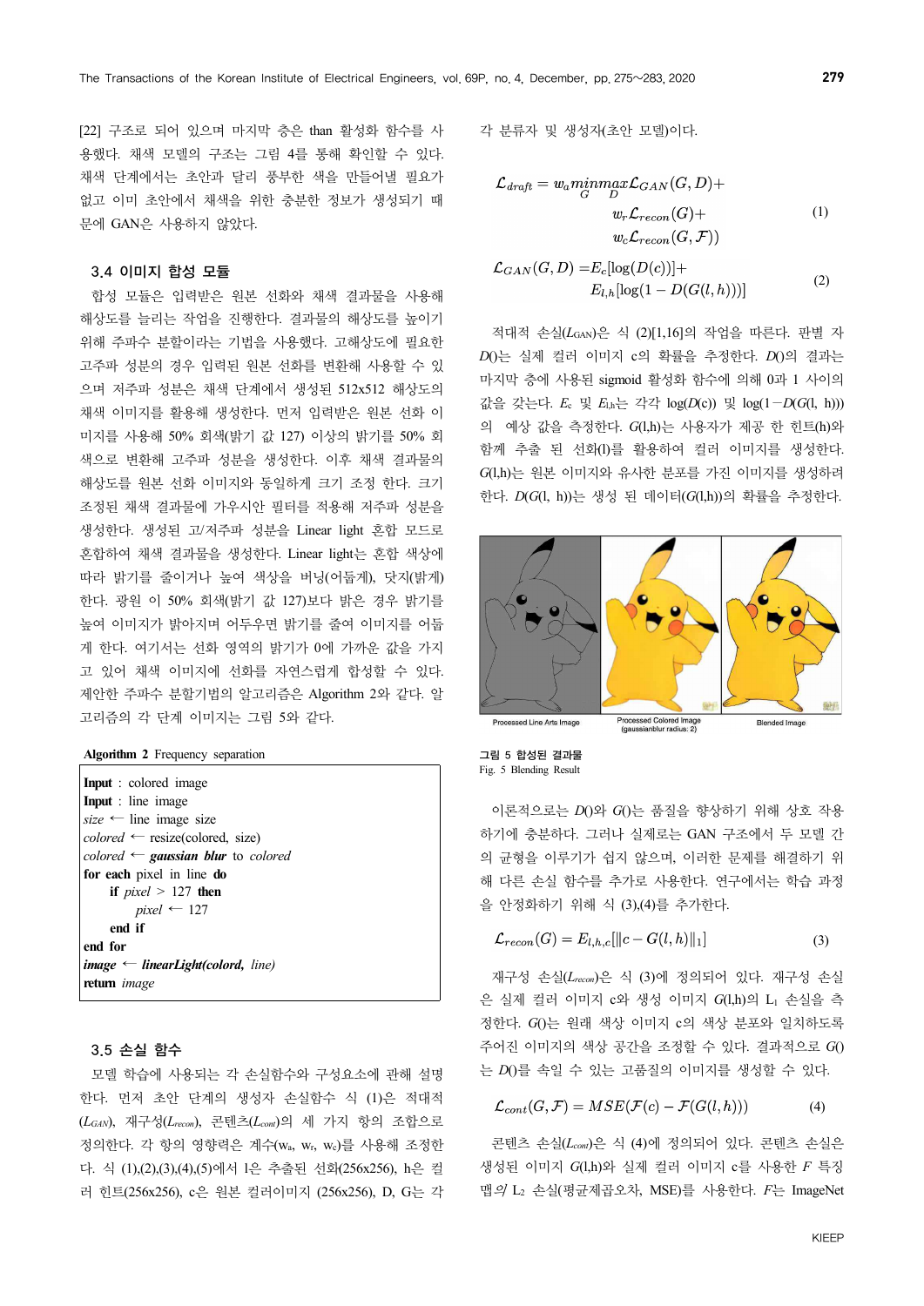[22] 구조로 되어 있으며 마지막 층은 than 활성화 함수를 사용했다. 채색 모델의 구조는 그림 4를 통해 확인할 수 있다. 채색 단계에서는 초안과 달리 풍부한 색을 만들어낼 필요가 없고 이미 초안에서 채색을 위한 충분한 정보가 생성되기 때문에 GAN은 사용하지 않았다.

### 3.4 이미지 합성 모듈

합성 모듈은 입력받은 원본 선화와 채색 결과물을 사용해 해상도를 늘리는 작업을 진행한다. 결과물의 해상도를 높이기 위해 주파수 분할이라는 기법을 사용했다. 고해상도에 필요한 고주파 성분의 경우 입력된 원본 선화를 변환해 사용할 수 있으며 저주파 성분은 채색 단계에서 생성된 512x512 해상도의 채색 이미지를 활용해 생성한다. 먼저 입력받은 원본 선화 이미지를 사용해 50% 회색(밝기 값 127) 이상의 밝기를 50% 회색으로 변환해 고주파 성분을 생성한다. 이후 채색 결과물의 해상도를 원본 선화 이미지와 동일하게 크기 조정 한다. 크기 조정된 채색 결과물에 가우시안 필터를 적용해 저주파 성분을 생성한다. 생성된 고/저주파 성분을 Linear light 혼합 모드로 혼합하여 채색 결과물을 생성한다. Linear light는 혼합 색상에 따라 밝기를 줄이거나 높여 색상을 버닝(어둡게), 닷지(밝게) 한다. 광원 이 50% 회색(밝기 값 127)보다 밝은 경우 밝기를 높여 이미지가 밝아지며 어두우면 밝기를 줄여 이미지를 어둡게 한다. 여기서는 선화 영역의 밝기가 0에 가까운 값을 가지고 있어 채색 이미지에 선화를 자연스럽게 합성할 수 있다. 제안한 주파수 분할기법의 알고리즘은 Algorithm 2와 같다. 알고리즘의 각 단계 이미지는 그림 5와 같다.

**Algorithm 2** Frequency separation

```
Input : colored image
Input : line image
size ← line image size
colored ← resize(colored, size)
colored ← gaussian blur to colored
for each pixel in line do
    if pixel > 127 then
        pixel ← 127
    end if
end for
image ← linearLight(colord, line)
return image
```

### 3.5 손실 함수

모델 학습에 사용되는 각 손실함수와 구성요소에 관해 설명한다. 먼저 초안 단계의 생성자 손실함수 식 (1)은 적대적($\mathcal{L}_{GAN}$), 재구성($\mathcal{L}_{recon}$), 콘텐츠($\mathcal{L}_{cont}$)의 세 가지 항의 조합으로 정의한다. 각 항의 영향력은 계수($w_a$, $w_r$, $w_c$)를 사용해 조정한다. 식 (1),(2),(3),(4),(5)에서 l은 추출된 선화(256x256), h은 컬러 힌트(256x256), c은 원본 컬러이미지 (256x256), D, G는 각 분류자 및 생성자(초안 모델)이다.

$$\mathcal{L}_{draft} = w_a \min_G \max_D \mathcal{L}_{GAN}(G, D) + w_r \mathcal{L}_{recon}(G) + w_c \mathcal{L}_{recon}(G, \mathcal{F}) \quad (1)$$

$$\mathcal{L}_{GAN}(G, D) = E_c[\log(D(c))] + E_{l,h}[\log(1 - D(G(l, h)))] \quad (2)$$

적대적 손실($\mathcal{L}_{GAN}$)은 식 (2)[1,16]의 작업을 따른다. 판별 자 $D()$는 실제 컬러 이미지 c의 확률을 추정한다. $D()$의 결과는 마지막 층에 사용된 sigmoid 활성화 함수에 의해 0과 1 사이의 값을 갖는다. $E_c$ 및 $E_{l,h}$는 각각 $\log(D(c))$ 및 $\log(1-D(G(l, h)))$의 예상 값을 측정한다. $G(l,h)$는 사용자가 제공 한 힌트(h)와 함께 추출 된 선화(l)를 활용하여 컬러 이미지를 생성한다. $G(l,h)$는 원본 이미지와 유사한 분포를 가진 이미지를 생성하려 한다. $D(G(l, h))$는 생성 된 데이터($G(l,h)$)의 확률을 추정한다.

Processed Line Arts Image | Processed Colored Image (gaussianblur radius: 2) | Blended Image

그림 5 합성된 결과물
Fig. 5 Blending Result

이론적으로는 $D()$와 $G()$는 품질을 향상하기 위해 상호 작용하기에 충분하다. 그러나 실제로는 GAN 구조에서 두 모델 간의 균형을 이루기가 쉽지 않으며, 이러한 문제를 해결하기 위해 다른 손실 함수를 추가로 사용한다. 연구에서는 학습 과정을 안정화하기 위해 식 (3),(4)를 추가한다.

$$\mathcal{L}_{recon}(G) = E_{l,h,c}[\|c - G(l, h)\|_1] \quad (3)$$

재구성 손실($\mathcal{L}_{recon}$)은 식 (3)에 정의되어 있다. 재구성 손실은 실제 컬러 이미지 c와 생성 이미지 $G(l,h)$의 $L_1$ 손실을 측정한다. $G()$는 원래 색상 이미지 c의 색상 분포와 일치하도록 주어진 이미지의 색상 공간을 조정할 수 있다. 결과적으로 $G()$는 $D()$를 속일 수 있는 고품질의 이미지를 생성할 수 있다.

$$\mathcal{L}_{cont}(G, \mathcal{F}) = MSE(\mathcal{F}(c) - \mathcal{F}(G(l, h))) \quad (4)$$

콘텐츠 손실($\mathcal{L}_{cont}$)은 식 (4)에 정의되어 있다. 콘텐츠 손실은 생성된 이미지 $G(l,h)$와 실제 컬러 이미지 c를 사용한 $F$ 특징 맵의 $L_2$ 손실(평균제곱오차, MSE)를 사용한다. $F$는 ImageNet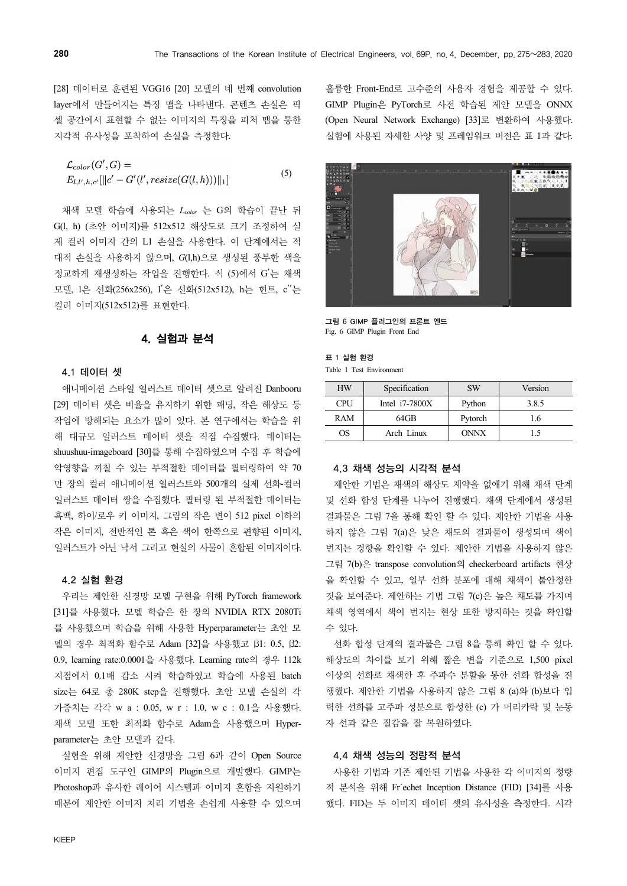[28] 데이터로 훈련된 VGG16 [20] 모델의 네 번째 convolution layer에서 만들어지는 특징 맵을 나타낸다. 콘텐츠 손실은 픽셀 공간에서 표현할 수 없는 이미지의 특징을 피처 맵을 통한 지각적 유사성을 포착하여 손실을 측정한다.

$$\mathcal{L}_{color}(G', G) = E_{l,l',h,c'}[\|c' - G'(l', resize(G(l,h)))\|_1] \tag{5}$$

채색 모델 학습에 사용되는 $L_{color}$ 는 G의 학습이 끝난 뒤 G(l, h) (초안 이미지)를 512x512 해상도로 크기 조정하여 실제 컬러 이미지 간의 L1 손실을 사용한다. 이 단계에서는 적대적 손실을 사용하지 않으며, $G(l,h)$으로 생성된 풍부한 색을 정교하게 재생성하는 작업을 진행한다. 식 (5)에서 $G'$는 채색 모델, l은 선화(256x256), $l'$은 선화(512x512), h는 힌트, $c''$는 컬러 이미지(512x512)를 표현한다.

## 4. 실험과 분석

### 4.1 데이터 셋

애니메이션 스타일 일러스트 데이터 셋으로 알려진 Danbooru [29] 데이터 셋은 비율을 유지하기 위한 패딩, 작은 해상도 등 작업에 방해되는 요소가 많이 있다. 본 연구에서는 학습을 위해 대규모 일러스트 데이터 셋을 직접 수집했다. 데이터는 shuushuu-imageboard [30]를 통해 수집하였으며 수집 후 학습에 악영향을 끼칠 수 있는 부적절한 데이터를 필터링하여 약 70만 장의 컬러 애니메이션 일러스트와 500개의 실제 선화-컬러 일러스트 데이터 쌍을 수집했다. 필터링 된 부적절한 데이터는 흑백, 하이/로우 키 이미지, 그림의 작은 변이 512 pixel 이하의 작은 이미지, 전반적인 톤 혹은 색이 한쪽으로 편향된 이미지, 일러스트가 아닌 낙서 그리고 현실의 사물이 혼합된 이미지이다.

### 4.2 실험 환경

우리는 제안한 신경망 모델 구현을 위해 PyTorch framework [31]를 사용했다. 모델 학습은 한 장의 NVIDIA RTX 2080Ti를 사용했으며 학습을 위해 사용한 Hyperparameter는 초안 모델의 경우 최적화 함수로 Adam [32]을 사용했고 β1: 0.5, β2: 0.9, learning rate:0.0001을 사용했다. Learning rate의 경우 112k 지점에서 0.1배 감소 시켜 학습하였고 학습에 사용된 batch size는 64로 총 280K step을 진행했다. 초안 모델 손실의 각 가중치는 각각 w a : 0.05, w r : 1.0, w c : 0.1을 사용했다. 채색 모델 또한 최적화 함수로 Adam을 사용했으며 Hyper-parameter는 초안 모델과 같다.

실험을 위해 제안한 신경망을 그림 6과 같이 Open Source 이미지 편집 도구인 GIMP의 Plugin으로 개발했다. GIMP는 Photoshop과 유사한 레이어 시스템과 이미지 혼합을 지원하기 때문에 제안한 이미지 처리 기법을 손쉽게 사용할 수 있으며 훌륭한 Front-End로 고수준의 사용자 경험을 제공할 수 있다. GIMP Plugin은 PyTorch로 사전 학습된 제안 모델을 ONNX (Open Neural Network Exchange) [33]로 변환하여 사용했다. 실험에 사용된 자세한 사양 및 프레임워크 버전은 표 1과 같다.

그림 6 GIMP 플러그인의 프론트 엔드
Fig. 6 GIMP Plugin Front End

표 1 실험 환경
Table 1 Test Environment

| HW | Specification | SW | Version |
|---|---|---|---|
| CPU | Intel i7-7800X | Python | 3.8.5 |
| RAM | 64GB | Pytorch | 1.6 |
| OS | Arch Linux | ONNX | 1.5 |

### 4.3 채색 성능의 시각적 분석

제안한 기법은 채색의 해상도 제약을 없애기 위해 채색 단계 및 선화 합성 단계를 나누어 진행했다. 채색 단계에서 생성된 결과물은 그림 7을 통해 확인 할 수 있다. 제안한 기법을 사용하지 않은 그림 7(a)은 낮은 채도의 결과물이 생성되며 색이 번지는 경향을 확인할 수 있다. 제안한 기법을 사용하지 않은 그림 7(b)은 transpose convolution의 checkerboard artifacts 현상을 확인할 수 있고, 일부 선화 분포에 대해 채색이 불안정한 것을 보여준다. 제안하는 기법 그림 7(c)은 높은 채도를 가지며 채색 영역에서 색이 번지는 현상 또한 방지하는 것을 확인할 수 있다.

선화 합성 단계의 결과물은 그림 8을 통해 확인 할 수 있다. 해상도의 차이를 보기 위해 짧은 변을 기준으로 1,500 pixel 이상의 선화로 채색한 후 주파수 분할을 통한 선화 합성을 진행했다. 제안한 기법을 사용하지 않은 그림 8 (a)와 (b)보다 입력한 선화를 고주파 성분으로 합성한 (c) 가 머리카락 및 눈동자 선과 같은 질감을 잘 복원하였다.

### 4.4 채색 성능의 정량적 분석

사용한 기법과 기존 제안된 기법을 사용한 각 이미지의 정량적 분석을 위해 Fr´echet Inception Distance (FID) [34]를 사용했다. FID는 두 이미지 데이터 셋의 유사성을 측정한다. 시각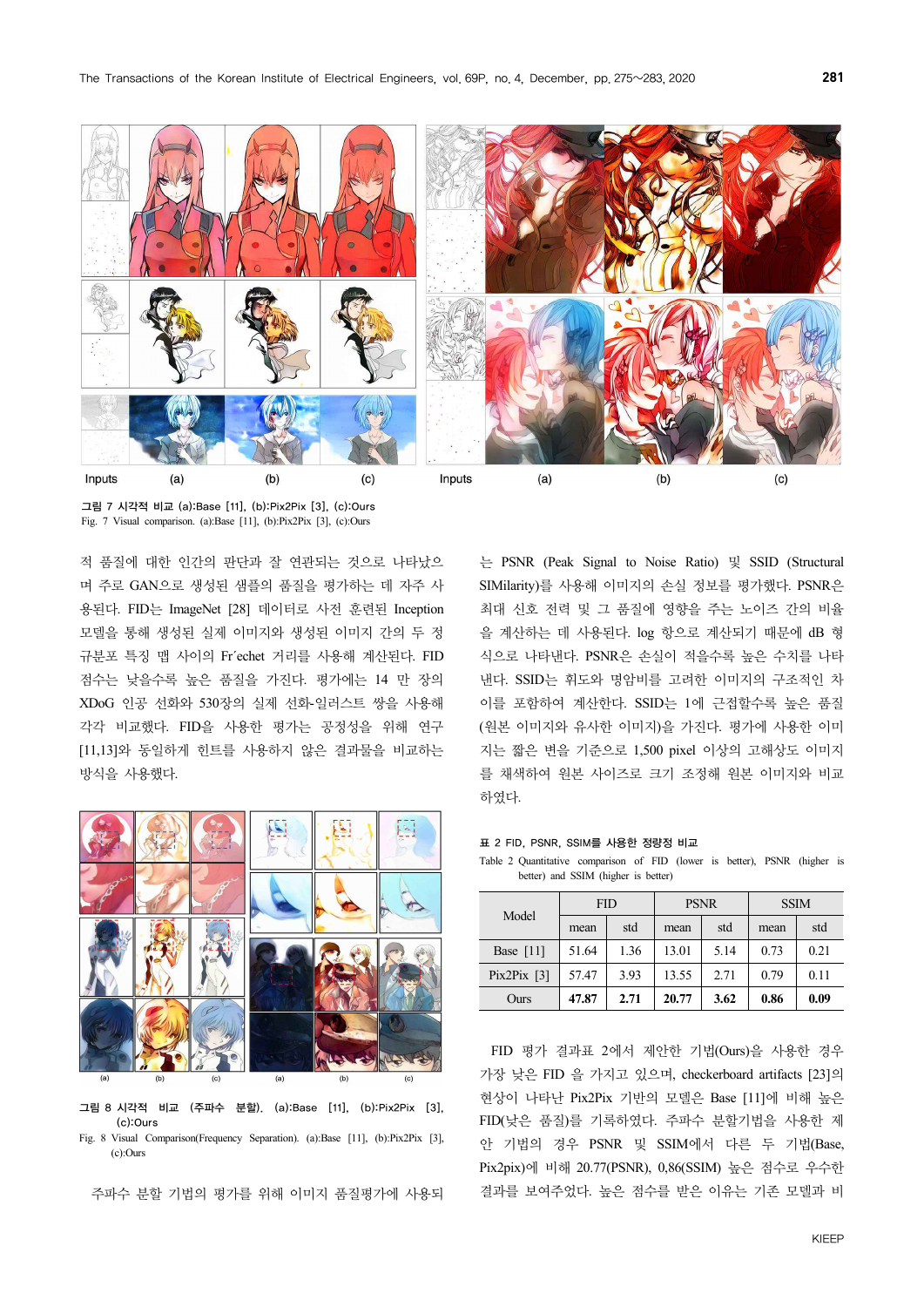그림 7 시각적 비교 (a):Base [11], (b):Pix2Pix [3], (c):Ours
Fig. 7 Visual comparison. (a):Base [11], (b):Pix2Pix [3], (c):Ours

적 품질에 대한 인간의 판단과 잘 연관되는 것으로 나타났으며 주로 GAN으로 생성된 샘플의 품질을 평가하는 데 자주 사용된다. FID는 ImageNet [28] 데이터로 사전 훈련된 Inception 모델을 통해 생성된 실제 이미지와 생성된 이미지 간의 두 정규분포 특징 맵 사이의 Fr´echet 거리를 사용해 계산된다. FID 점수는 낮을수록 높은 품질을 가진다. 평가에는 14 만 장의 XDoG 인공 선화와 530장의 실제 선화-일러스트 쌍을 사용해 각각 비교했다. FID을 사용한 평가는 공정성을 위해 연구[11,13]와 동일하게 힌트를 사용하지 않은 결과물을 비교하는 방식을 사용했다.

그림 8 시각적 비교 (주파수 분할). (a):Base [11], (b):Pix2Pix [3], (c):Ours
Fig. 8 Visual Comparison(Frequency Separation). (a):Base [11], (b):Pix2Pix [3], (c):Ours

주파수 분할 기법의 평가를 위해 이미지 품질평가에 사용되는 PSNR (Peak Signal to Noise Ratio) 및 SSID (Structural SIMilarity)를 사용해 이미지의 손실 정보를 평가했다. PSNR은 최대 신호 전력 및 그 품질에 영향을 주는 노이즈 간의 비율을 계산하는 데 사용된다. log 항으로 계산되기 때문에 dB 형식으로 나타낸다. PSNR은 손실이 적을수록 높은 수치를 나타낸다. SSID는 휘도와 명암비를 고려한 이미지의 구조적인 차이를 포함하여 계산한다. SSID는 1에 근접할수록 높은 품질(원본 이미지와 유사한 이미지)을 가진다. 평가에 사용한 이미지는 짧은 변을 기준으로 1,500 pixel 이상의 고해상도 이미지를 채색하여 원본 사이즈로 크기 조정해 원본 이미지와 비교하였다.

표 2 FID, PSNR, SSIM를 사용한 정량정 비교
Table 2 Quantitative comparison of FID (lower is better), PSNR (higher is better) and SSIM (higher is better)

| Model | FID | | PSNR | | SSIM | |
|---|---|---|---|---|---|---|
| | mean | std | mean | std | mean | std |
| Base [11] | 51.64 | 1.36 | 13.01 | 5.14 | 0.73 | 0.21 |
| Pix2Pix [3] | 57.47 | 3.93 | 13.55 | 2.71 | 0.79 | 0.11 |
| Ours | **47.87** | **2.71** | **20.77** | **3.62** | **0.86** | **0.09** |

FID 평가 결과표 2에서 제안한 기법(Ours)을 사용한 경우 가장 낮은 FID 을 가지고 있으며, checkerboard artifacts [23]의 현상이 나타난 Pix2Pix 기반의 모델은 Base [11]에 비해 높은 FID(낮은 품질)를 기록하였다. 주파수 분할기법을 사용한 제안 기법의 경우 PSNR 및 SSIM에서 다른 두 기법(Base, Pix2pix)에 비해 20.77(PSNR), 0,86(SSIM) 높은 점수로 우수한 결과를 보여주었다. 높은 점수를 받은 이유는 기존 모델과 비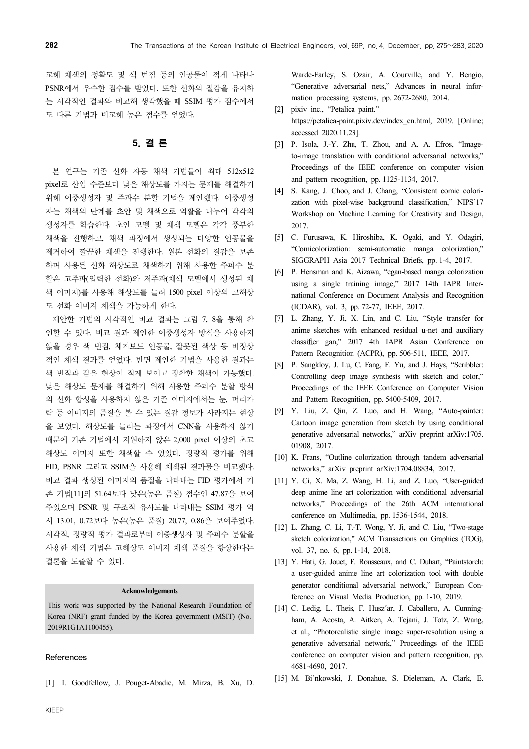교해 채색의 정확도 및 색 번짐 등의 인공물이 적게 나타나 PSNR에서 우수한 점수를 받았다. 또한 선화의 질감을 유지하는 시각적인 결과와 비교해 생각했을 때 SSIM 평가 점수에서도 다른 기법과 비교해 높은 점수를 얻었다.

## 5. 결 론

본 연구는 기존 선화 자동 채색 기법들이 최대 512x512 pixel로 산업 수준보다 낮은 해상도를 가지는 문제를 해결하기 위해 이중생성자 및 주파수 분할 기법을 제안했다. 이중생성자는 채색의 단계를 초안 및 채색으로 역할을 나누어 각각의 생성자를 학습한다. 초안 모델 및 채색 모델은 각각 풍부한 채색을 진행하고, 채색 과정에서 생성되는 다양한 인공물을 제거하여 깔끔한 채색을 진행한다. 원본 선화의 질감을 보존하며 사용된 선화 해상도로 채색하기 위해 사용한 주파수 분할은 고주파(입력한 선화)와 저주파(채색 모델에서 생성된 채색 이미지)를 사용해 해상도를 늘려 1500 pixel 이상의 고해상도 선화 이미지 채색을 가능하게 한다.

제안한 기법의 시각적인 비교 결과는 그림 7, 8을 통해 확인할 수 있다. 비교 결과 제안한 이중생성자 방식을 사용하지 않을 경우 색 번짐, 체커보드 인공물, 잘못된 색상 등 비정상적인 채색 결과를 얻었다. 반면 제안한 기법을 사용한 결과는 색 번짐과 같은 현상이 적게 보이고 정확한 채색이 가능했다. 낮은 해상도 문제를 해결하기 위해 사용한 주파수 분할 방식의 선화 합성을 사용하지 않은 기존 이미지에서는 눈, 머리카락 등 이미지의 품질을 볼 수 있는 질감 정보가 사라지는 현상을 보였다. 해상도를 늘리는 과정에서 CNN을 사용하지 않기 때문에 기존 기법에서 지원하지 않은 2,000 pixel 이상의 초고해상도 이미지 또한 채색할 수 있었다. 정량적 평가를 위해 FID, PSNR 그리고 SSIM을 사용해 채색된 결과물을 비교했다. 비교 결과 생성된 이미지의 품질을 나타내는 FID 평가에서 기존 기법[11]의 51.64보다 낮은(높은 품질) 점수인 47.87을 보여주었으며 PSNR 및 구조적 유사도를 나타내는 SSIM 평가 역시 13.01, 0.72보다 높은(높은 품질) 20.77, 0.86을 보여주었다. 시각적, 정량적 평가 결과로부터 이중생성자 및 주파수 분할을 사용한 채색 기법은 고해상도 이미지 채색 품질을 향상한다는 결론을 도출할 수 있다.

**Acknowledgements**

This work was supported by the National Research Foundation of Korea (NRF) grant funded by the Korea government (MSIT) (No. 2019R1G1A1100455).

## References

[1] I. Goodfellow, J. Pouget-Abadie, M. Mirza, B. Xu, D. Warde-Farley, S. Ozair, A. Courville, and Y. Bengio, "Generative adversarial nets," Advances in neural information processing systems, pp. 2672-2680, 2014.

[2] pixiv inc., "Petalica paint." https://petalica-paint.pixiv.dev/index_en.html, 2019. [Online; accessed 2020.11.23].

[3] P. Isola, J.-Y. Zhu, T. Zhou, and A. A. Efros, "Image-to-image translation with conditional adversarial networks," Proceedings of the IEEE conference on computer vision and pattern recognition, pp. 1125-1134, 2017.

[4] S. Kang, J. Choo, and J. Chang, "Consistent comic colorization with pixel-wise background classification," NIPS'17 Workshop on Machine Learning for Creativity and Design, 2017.

[5] C. Furusawa, K. Hiroshiba, K. Ogaki, and Y. Odagiri, "Comicolorization: semi-automatic manga colorization," SIGGRAPH Asia 2017 Technical Briefs, pp. 1-4, 2017.

[6] P. Hensman and K. Aizawa, "cgan-based manga colorization using a single training image," 2017 14th IAPR International Conference on Document Analysis and Recognition (ICDAR), vol. 3, pp. 72-77, IEEE, 2017.

[7] L. Zhang, Y. Ji, X. Lin, and C. Liu, "Style transfer for anime sketches with enhanced residual u-net and auxiliary classifier gan," 2017 4th IAPR Asian Conference on Pattern Recognition (ACPR), pp. 506-511, IEEE, 2017.

[8] P. Sangkloy, J. Lu, C. Fang, F. Yu, and J. Hays, "Scribbler: Controlling deep image synthesis with sketch and color," Proceedings of the IEEE Conference on Computer Vision and Pattern Recognition, pp. 5400-5409, 2017.

[9] Y. Liu, Z. Qin, Z. Luo, and H. Wang, "Auto-painter: Cartoon image generation from sketch by using conditional generative adversarial networks," arXiv preprint arXiv:1705.01908, 2017.

[10] K. Frans, "Outline colorization through tandem adversarial networks," arXiv preprint arXiv:1704.08834, 2017.

[11] Y. Ci, X. Ma, Z. Wang, H. Li, and Z. Luo, "User-guided deep anime line art colorization with conditional adversarial networks," Proceedings of the 26th ACM international conference on Multimedia, pp. 1536-1544, 2018.

[12] L. Zhang, C. Li, T.-T. Wong, Y. Ji, and C. Liu, "Two-stage sketch colorization," ACM Transactions on Graphics (TOG), vol. 37, no. 6, pp. 1-14, 2018.

[13] Y. Hati, G. Jouet, F. Rousseaux, and C. Duhart, "Paintstorch: a user-guided anime line art colorization tool with double generator conditional adversarial network," European Conference on Visual Media Production, pp. 1-10, 2019.

[14] C. Ledig, L. Theis, F. Husz´ar, J. Caballero, A. Cunningham, A. Acosta, A. Aitken, A. Tejani, J. Totz, Z. Wang, et al., "Photorealistic single image super-resolution using a generative adversarial network," Proceedings of the IEEE conference on computer vision and pattern recognition, pp. 4681-4690, 2017.

[15] M. Bi´nkowski, J. Donahue, S. Dieleman, A. Clark, E.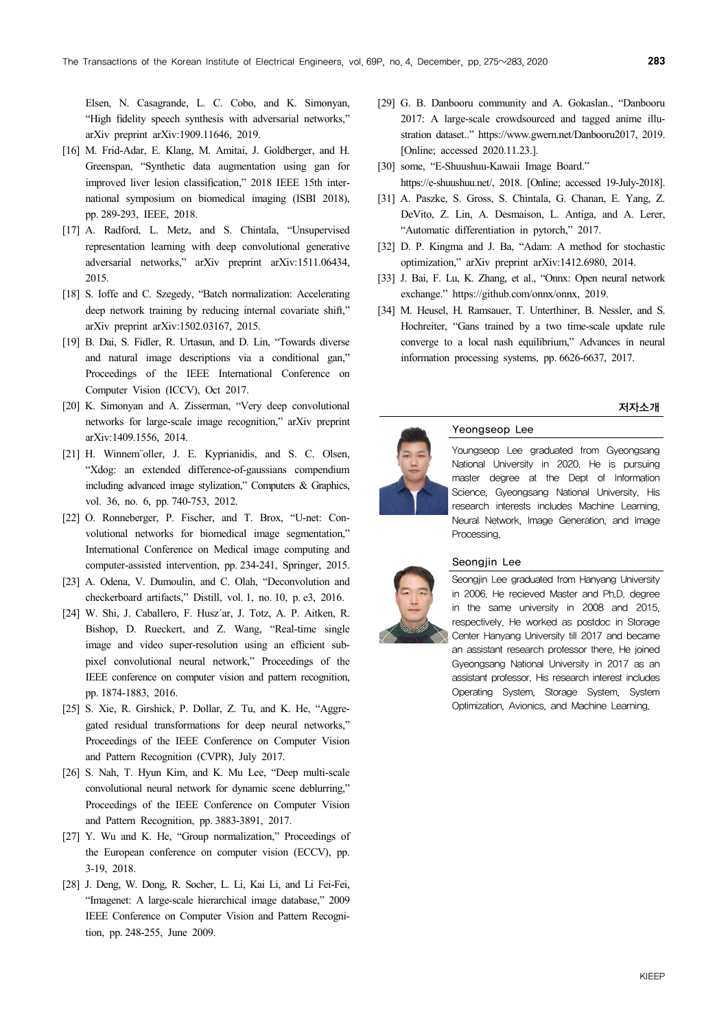Elsen, N. Casagrande, L. C. Cobo, and K. Simonyan, "High fidelity speech synthesis with adversarial networks," arXiv preprint arXiv:1909.11646, 2019.

[16] M. Frid-Adar, E. Klang, M. Amitai, J. Goldberger, and H. Greenspan, "Synthetic data augmentation using gan for improved liver lesion classification," 2018 IEEE 15th international symposium on biomedical imaging (ISBI 2018), pp. 289-293, IEEE, 2018.

[17] A. Radford, L. Metz, and S. Chintala, "Unsupervised representation learning with deep convolutional generative adversarial networks," arXiv preprint arXiv:1511.06434, 2015.

[18] S. Ioffe and C. Szegedy, "Batch normalization: Accelerating deep network training by reducing internal covariate shift," arXiv preprint arXiv:1502.03167, 2015.

[19] B. Dai, S. Fidler, R. Urtasun, and D. Lin, "Towards diverse and natural image descriptions via a conditional gan," Proceedings of the IEEE International Conference on Computer Vision (ICCV), Oct 2017.

[20] K. Simonyan and A. Zisserman, "Very deep convolutional networks for large-scale image recognition," arXiv preprint arXiv:1409.1556, 2014.

[21] H. Winnem¨oller, J. E. Kyprianidis, and S. C. Olsen, "Xdog: an extended difference-of-gaussians compendium including advanced image stylization," Computers & Graphics, vol. 36, no. 6, pp. 740-753, 2012.

[22] O. Ronneberger, P. Fischer, and T. Brox, "U-net: Convolutional networks for biomedical image segmentation," International Conference on Medical image computing and computer-assisted intervention, pp. 234-241, Springer, 2015.

[23] A. Odena, V. Dumoulin, and C. Olah, "Deconvolution and checkerboard artifacts," Distill, vol. 1, no. 10, p. e3, 2016.

[24] W. Shi, J. Caballero, F. Husz´ar, J. Totz, A. P. Aitken, R. Bishop, D. Rueckert, and Z. Wang, "Real-time single image and video super-resolution using an efficient subpixel convolutional neural network," Proceedings of the IEEE conference on computer vision and pattern recognition, pp. 1874-1883, 2016.

[25] S. Xie, R. Girshick, P. Dollar, Z. Tu, and K. He, "Aggregated residual transformations for deep neural networks," Proceedings of the IEEE Conference on Computer Vision and Pattern Recognition (CVPR), July 2017.

[26] S. Nah, T. Hyun Kim, and K. Mu Lee, "Deep multi-scale convolutional neural network for dynamic scene deblurring," Proceedings of the IEEE Conference on Computer Vision and Pattern Recognition, pp. 3883-3891, 2017.

[27] Y. Wu and K. He, "Group normalization," Proceedings of the European conference on computer vision (ECCV), pp. 3-19, 2018.

[28] J. Deng, W. Dong, R. Socher, L. Li, Kai Li, and Li Fei-Fei, "Imagenet: A large-scale hierarchical image database," 2009 IEEE Conference on Computer Vision and Pattern Recognition, pp. 248-255, June 2009.

[29] G. B. Danbooru community and A. Gokaslan., "Danbooru 2017: A large-scale crowdsourced and tagged anime illustration dataset.." https://www.gwern.net/Danbooru2017, 2019. [Online; accessed 2020.11.23.].

[30] some, "E-Shuushuu-Kawaii Image Board." https://e-shuushuu.net/, 2018. [Online; accessed 19-July-2018].

[31] A. Paszke, S. Gross, S. Chintala, G. Chanan, E. Yang, Z. DeVito, Z. Lin, A. Desmaison, L. Antiga, and A. Lerer, "Automatic differentiation in pytorch," 2017.

[32] D. P. Kingma and J. Ba, "Adam: A method for stochastic optimization," arXiv preprint arXiv:1412.6980, 2014.

[33] J. Bai, F. Lu, K. Zhang, et al., "Onnx: Open neural network exchange." https://github.com/onnx/onnx, 2019.

[34] M. Heusel, H. Ramsauer, T. Unterthiner, B. Nessler, and S. Hochreiter, "Gans trained by a two time-scale update rule converge to a local nash equilibrium," Advances in neural information processing systems, pp. 6626-6637, 2017.

## 저자소개

### Yeongseop Lee

Youngseop Lee graduated from Gyeongsang National University in 2020. He is pursuing master degree at the Dept of Information Science, Gyeongsang National University. His research interests includes Machine Learning, Neural Network, Image Generation, and Image Processing.

### Seongjin Lee

Seongjin Lee graduated from Hanyang University in 2006. He recieved Master and Ph.D. degree in the same university in 2008 and 2015, respectively. He worked as postdoc in Storage Center Hanyang University till 2017 and became an assistant research professor there. He joined Gyeongsang National University in 2017 as an assistant professor. His research interest includes Operating System, Storage System, System Optimization, Avionics, and Machine Learning.